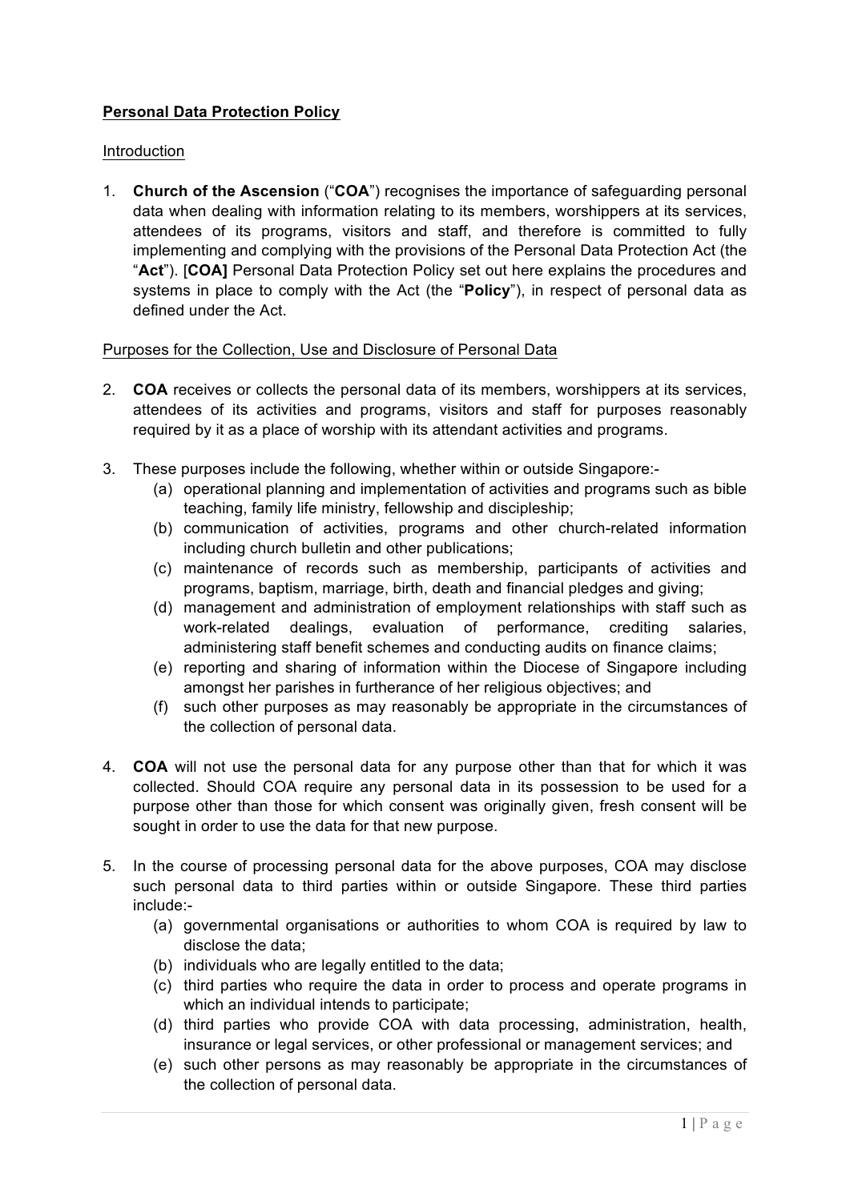**Personal Data Protection Policy**

Introduction

1. **Church of the Ascension** ("**COA**") recognises the importance of safeguarding personal data when dealing with information relating to its members, worshippers at its services, attendees of its programs, visitors and staff, and therefore is committed to fully implementing and complying with the provisions of the Personal Data Protection Act (the "**Act**"). [**COA]** Personal Data Protection Policy set out here explains the procedures and systems in place to comply with the Act (the "**Policy**"), in respect of personal data as defined under the Act.

Purposes for the Collection, Use and Disclosure of Personal Data

2. **COA** receives or collects the personal data of its members, worshippers at its services, attendees of its activities and programs, visitors and staff for purposes reasonably required by it as a place of worship with its attendant activities and programs.

3. These purposes include the following, whether within or outside Singapore:-
   (a) operational planning and implementation of activities and programs such as bible teaching, family life ministry, fellowship and discipleship;
   (b) communication of activities, programs and other church-related information including church bulletin and other publications;
   (c) maintenance of records such as membership, participants of activities and programs, baptism, marriage, birth, death and financial pledges and giving;
   (d) management and administration of employment relationships with staff such as work-related dealings, evaluation of performance, crediting salaries, administering staff benefit schemes and conducting audits on finance claims;
   (e) reporting and sharing of information within the Diocese of Singapore including amongst her parishes in furtherance of her religious objectives; and
   (f) such other purposes as may reasonably be appropriate in the circumstances of the collection of personal data.

4. **COA** will not use the personal data for any purpose other than that for which it was collected. Should COA require any personal data in its possession to be used for a purpose other than those for which consent was originally given, fresh consent will be sought in order to use the data for that new purpose.

5. In the course of processing personal data for the above purposes, COA may disclose such personal data to third parties within or outside Singapore. These third parties include:-
   (a) governmental organisations or authorities to whom COA is required by law to disclose the data;
   (b) individuals who are legally entitled to the data;
   (c) third parties who require the data in order to process and operate programs in which an individual intends to participate;
   (d) third parties who provide COA with data processing, administration, health, insurance or legal services, or other professional or management services; and
   (e) such other persons as may reasonably be appropriate in the circumstances of the collection of personal data.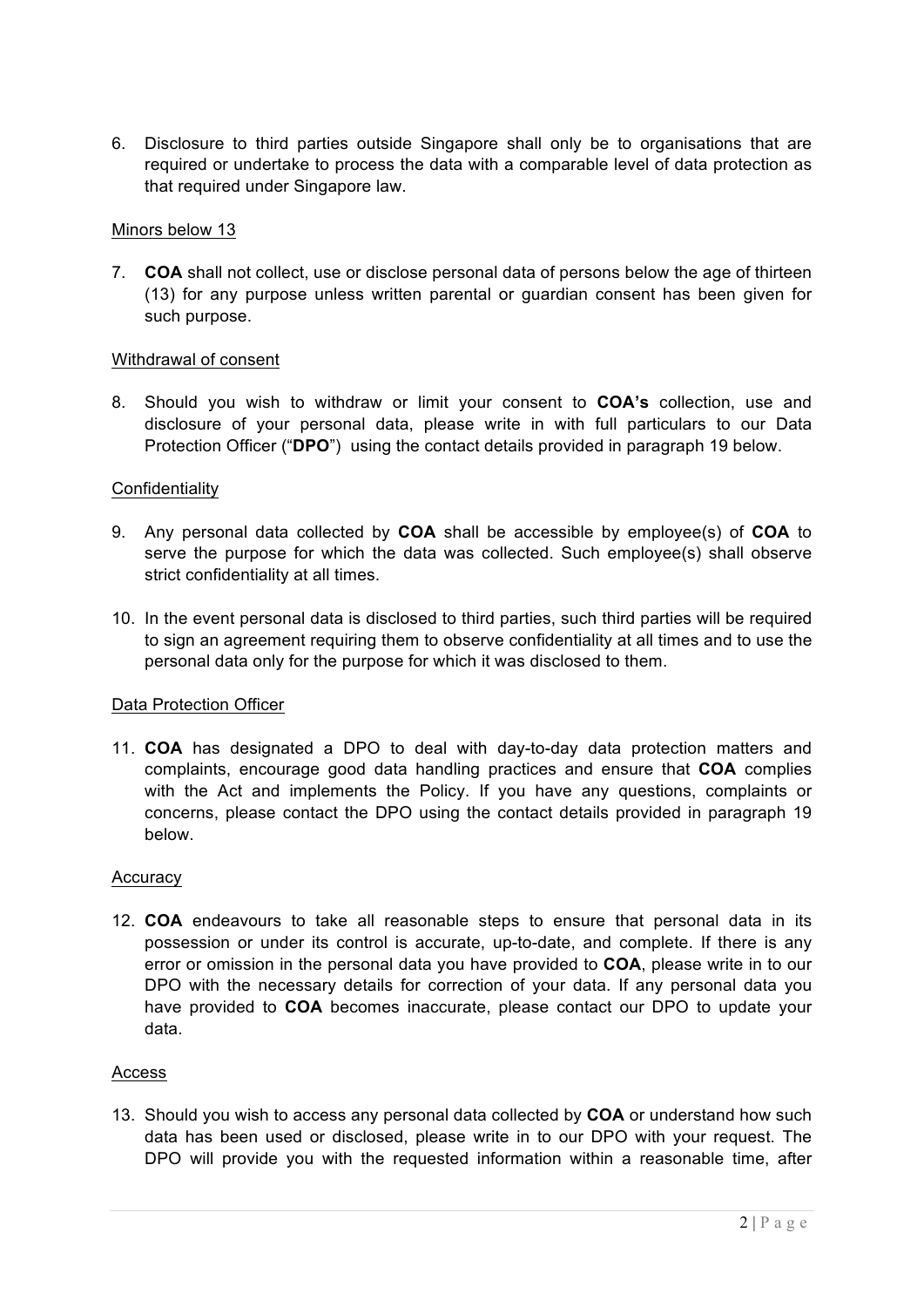6. Disclosure to third parties outside Singapore shall only be to organisations that are required or undertake to process the data with a comparable level of data protection as that required under Singapore law.

Minors below 13

7. **COA** shall not collect, use or disclose personal data of persons below the age of thirteen (13) for any purpose unless written parental or guardian consent has been given for such purpose.

Withdrawal of consent

8. Should you wish to withdraw or limit your consent to **COA's** collection, use and disclosure of your personal data, please write in with full particulars to our Data Protection Officer ("**DPO**") using the contact details provided in paragraph 19 below.

Confidentiality

9. Any personal data collected by **COA** shall be accessible by employee(s) of **COA** to serve the purpose for which the data was collected. Such employee(s) shall observe strict confidentiality at all times.

10. In the event personal data is disclosed to third parties, such third parties will be required to sign an agreement requiring them to observe confidentiality at all times and to use the personal data only for the purpose for which it was disclosed to them.

Data Protection Officer

11. **COA** has designated a DPO to deal with day-to-day data protection matters and complaints, encourage good data handling practices and ensure that **COA** complies with the Act and implements the Policy. If you have any questions, complaints or concerns, please contact the DPO using the contact details provided in paragraph 19 below.

Accuracy

12. **COA** endeavours to take all reasonable steps to ensure that personal data in its possession or under its control is accurate, up-to-date, and complete. If there is any error or omission in the personal data you have provided to **COA**, please write in to our DPO with the necessary details for correction of your data. If any personal data you have provided to **COA** becomes inaccurate, please contact our DPO to update your data.

Access

13. Should you wish to access any personal data collected by **COA** or understand how such data has been used or disclosed, please write in to our DPO with your request. The DPO will provide you with the requested information within a reasonable time, after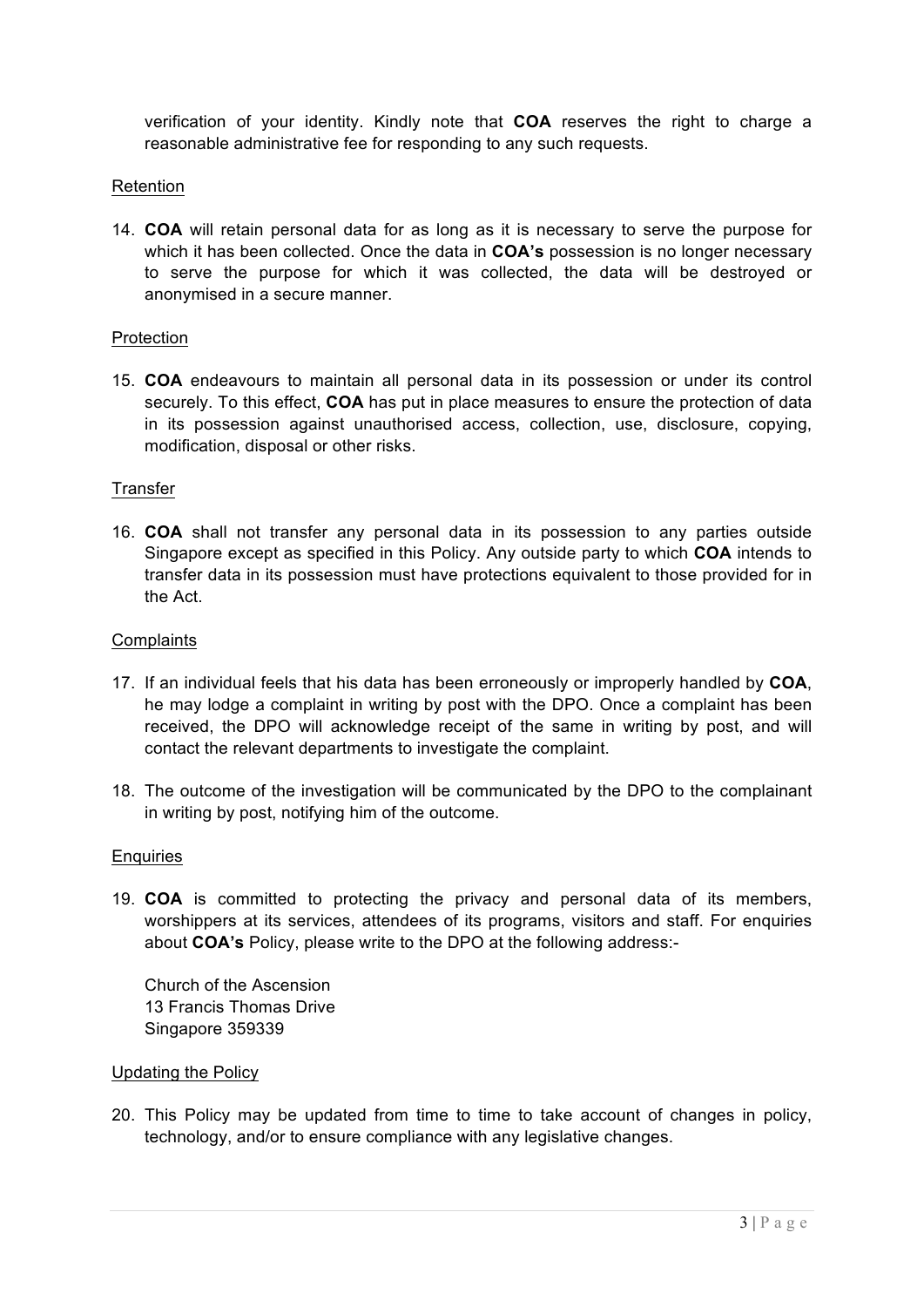verification of your identity. Kindly note that **COA** reserves the right to charge a reasonable administrative fee for responding to any such requests.

Retention

14. **COA** will retain personal data for as long as it is necessary to serve the purpose for which it has been collected. Once the data in **COA's** possession is no longer necessary to serve the purpose for which it was collected, the data will be destroyed or anonymised in a secure manner.

Protection

15. **COA** endeavours to maintain all personal data in its possession or under its control securely. To this effect, **COA** has put in place measures to ensure the protection of data in its possession against unauthorised access, collection, use, disclosure, copying, modification, disposal or other risks.

Transfer

16. **COA** shall not transfer any personal data in its possession to any parties outside Singapore except as specified in this Policy. Any outside party to which **COA** intends to transfer data in its possession must have protections equivalent to those provided for in the Act.

Complaints

17. If an individual feels that his data has been erroneously or improperly handled by **COA**, he may lodge a complaint in writing by post with the DPO. Once a complaint has been received, the DPO will acknowledge receipt of the same in writing by post, and will contact the relevant departments to investigate the complaint.

18. The outcome of the investigation will be communicated by the DPO to the complainant in writing by post, notifying him of the outcome.

Enquiries

19. **COA** is committed to protecting the privacy and personal data of its members, worshippers at its services, attendees of its programs, visitors and staff. For enquiries about **COA's** Policy, please write to the DPO at the following address:-

    Church of the Ascension
    13 Francis Thomas Drive
    Singapore 359339

Updating the Policy

20. This Policy may be updated from time to time to take account of changes in policy, technology, and/or to ensure compliance with any legislative changes.